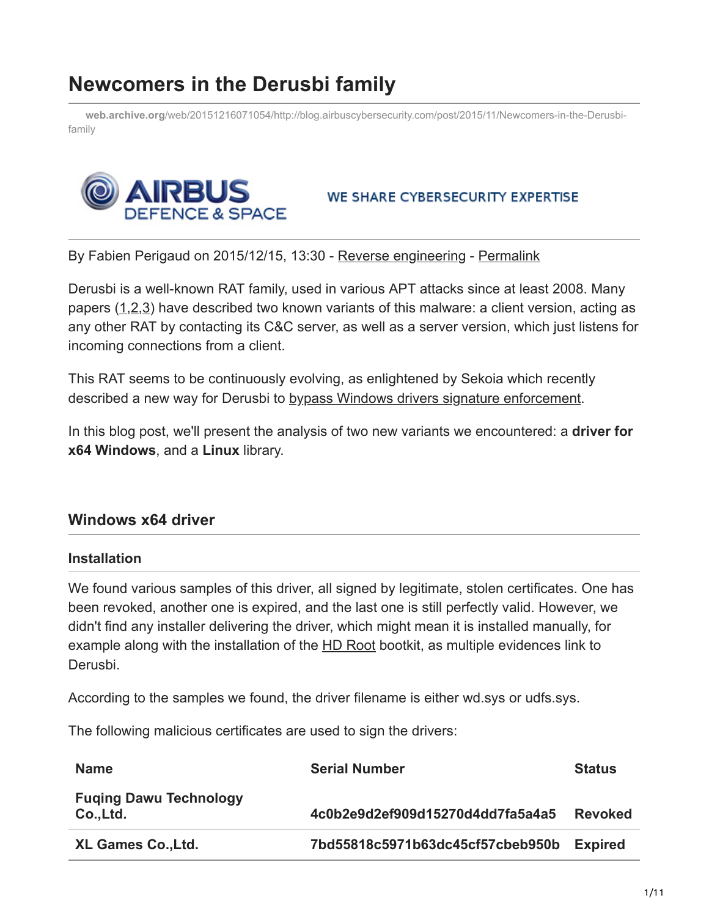# Newcomers in the Derusbi family

web.archive.org/web/20151216071054/http://blog.airbuscybersecurity.com/post/2015/11/Newcomers-in-the-Derusbi-family

AIRBUS DEFENCE & SPACE — WE SHARE CYBERSECURITY EXPERTISE

By Fabien Perigaud on 2015/12/15, 13:30 - Reverse engineering - Permalink

Derusbi is a well-known RAT family, used in various APT attacks since at least 2008. Many papers (1,2,3) have described two known variants of this malware: a client version, acting as any other RAT by contacting its C&C server, as well as a server version, which just listens for incoming connections from a client.

This RAT seems to be continuously evolving, as enlightened by Sekoia which recently described a new way for Derusbi to bypass Windows drivers signature enforcement.

In this blog post, we'll present the analysis of two new variants we encountered: a **driver for x64 Windows**, and a **Linux** library.

## Windows x64 driver

### Installation

We found various samples of this driver, all signed by legitimate, stolen certificates. One has been revoked, another one is expired, and the last one is still perfectly valid. However, we didn't find any installer delivering the driver, which might mean it is installed manually, for example along with the installation of the HD Root bootkit, as multiple evidences link to Derusbi.

According to the samples we found, the driver filename is either wd.sys or udfs.sys.

The following malicious certificates are used to sign the drivers:

| Name | Serial Number | Status |
| --- | --- | --- |
| Fuqing Dawu Technology Co.,Ltd. | 4c0b2e9d2ef909d15270d4dd7fa5a4a5 | Revoked |
| XL Games Co.,Ltd. | 7bd55818c5971b63dc45cf57cbeb950b | Expired |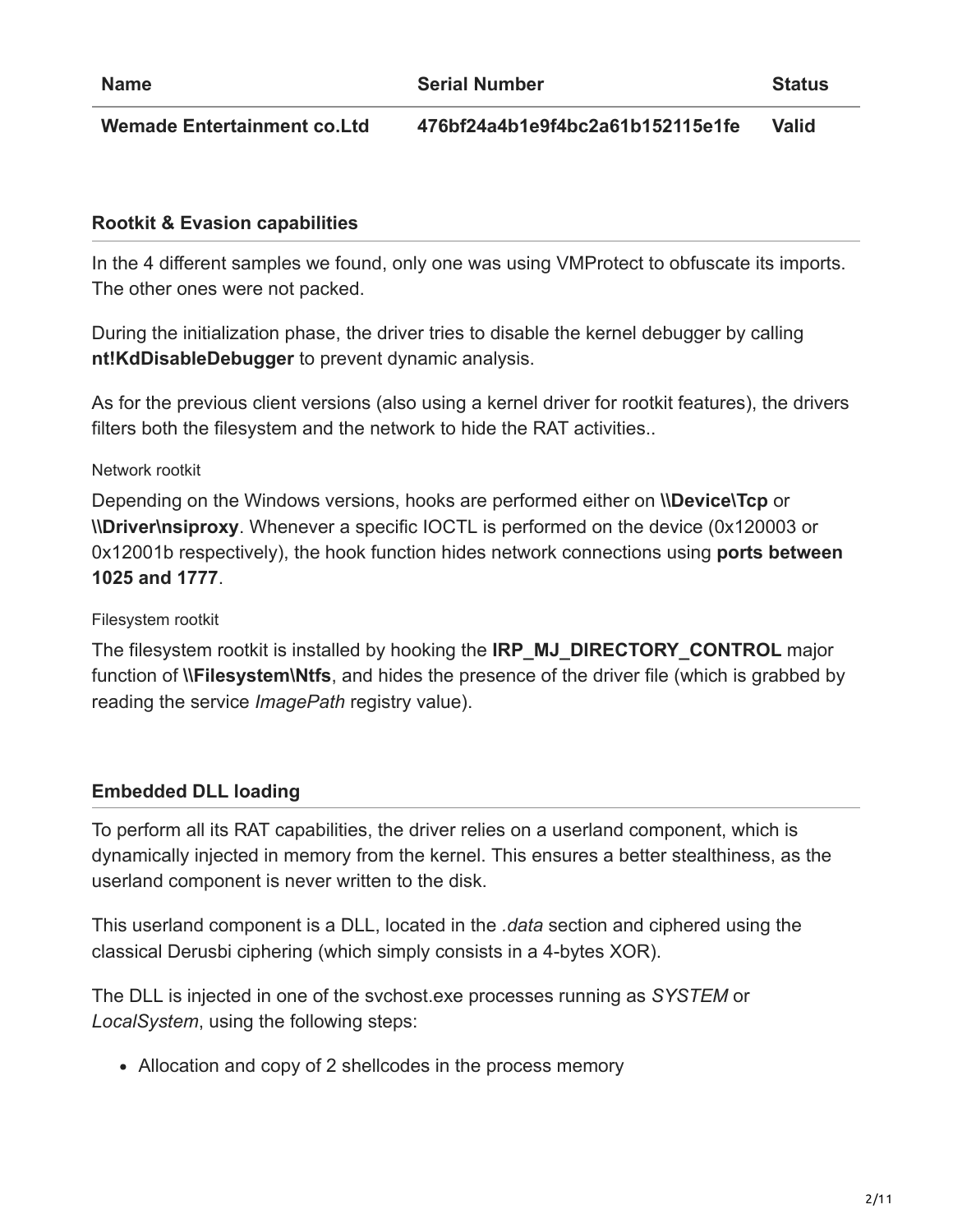| Name | Serial Number | Status |
| --- | --- | --- |
| **Wemade Entertainment co.Ltd** | **476bf24a4b1e9f4bc2a61b152115e1fe** | **Valid** |

### Rootkit & Evasion capabilities

In the 4 different samples we found, only one was using VMProtect to obfuscate its imports. The other ones were not packed.

During the initialization phase, the driver tries to disable the kernel debugger by calling **nt!KdDisableDebugger** to prevent dynamic analysis.

As for the previous client versions (also using a kernel driver for rootkit features), the drivers filters both the filesystem and the network to hide the RAT activities..

#### Network rootkit

Depending on the Windows versions, hooks are performed either on **\\Device\Tcp** or **\\Driver\nsiproxy**. Whenever a specific IOCTL is performed on the device (0x120003 or 0x12001b respectively), the hook function hides network connections using **ports between 1025 and 1777**.

#### Filesystem rootkit

The filesystem rootkit is installed by hooking the **IRP_MJ_DIRECTORY_CONTROL** major function of **\\Filesystem\Ntfs**, and hides the presence of the driver file (which is grabbed by reading the service *ImagePath* registry value).

### Embedded DLL loading

To perform all its RAT capabilities, the driver relies on a userland component, which is dynamically injected in memory from the kernel. This ensures a better stealthiness, as the userland component is never written to the disk.

This userland component is a DLL, located in the *.data* section and ciphered using the classical Derusbi ciphering (which simply consists in a 4-bytes XOR).

The DLL is injected in one of the svchost.exe processes running as *SYSTEM* or *LocalSystem*, using the following steps:

- Allocation and copy of 2 shellcodes in the process memory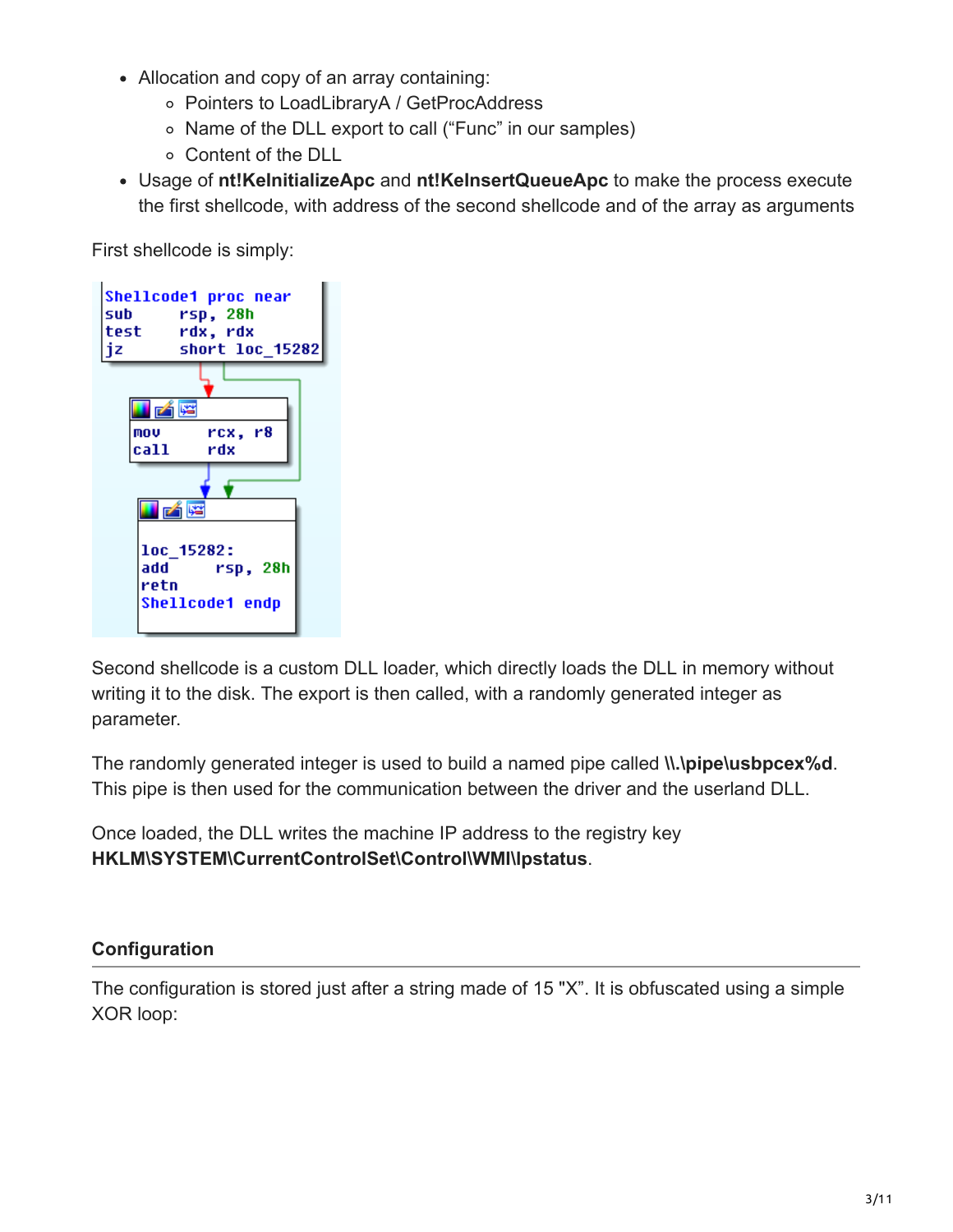- Allocation and copy of an array containing:
  - Pointers to LoadLibraryA / GetProcAddress
  - Name of the DLL export to call ("Func" in our samples)
  - Content of the DLL
- Usage of **nt!KeInitializeApc** and **nt!KeInsertQueueApc** to make the process execute the first shellcode, with address of the second shellcode and of the array as arguments

First shellcode is simply:

```
Shellcode1 proc near
sub     rsp, 28h
test    rdx, rdx
jz      short loc_15282

mov     rcx, r8
call    rdx

loc_15282:
add     rsp, 28h
retn
Shellcode1 endp
```

Second shellcode is a custom DLL loader, which directly loads the DLL in memory without writing it to the disk. The export is then called, with a randomly generated integer as parameter.

The randomly generated integer is used to build a named pipe called **\\.\pipe\usbpcex%d**. This pipe is then used for the communication between the driver and the userland DLL.

Once loaded, the DLL writes the machine IP address to the registry key **HKLM\SYSTEM\CurrentControlSet\Control\WMI\Ipstatus**.

## Configuration

The configuration is stored just after a string made of 15 "X". It is obfuscated using a simple XOR loop: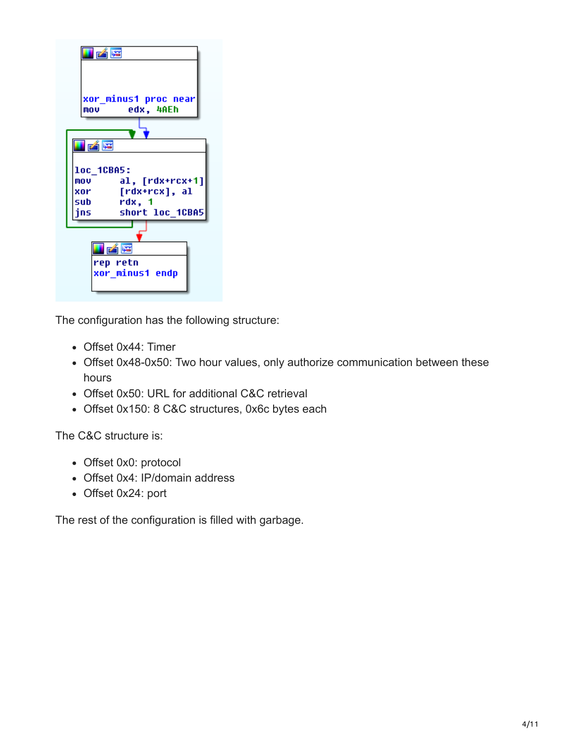```
xor_minus1 proc near
mov     edx, 4AEh

loc_1CBA5:
mov     al, [rdx+rcx+1]
xor     [rdx+rcx], al
sub     rdx, 1
jns     short loc_1CBA5

rep retn
xor_minus1 endp
```

The configuration has the following structure:

- Offset 0x44: Timer
- Offset 0x48-0x50: Two hour values, only authorize communication between these hours
- Offset 0x50: URL for additional C&C retrieval
- Offset 0x150: 8 C&C structures, 0x6c bytes each

The C&C structure is:

- Offset 0x0: protocol
- Offset 0x4: IP/domain address
- Offset 0x24: port

The rest of the configuration is filled with garbage.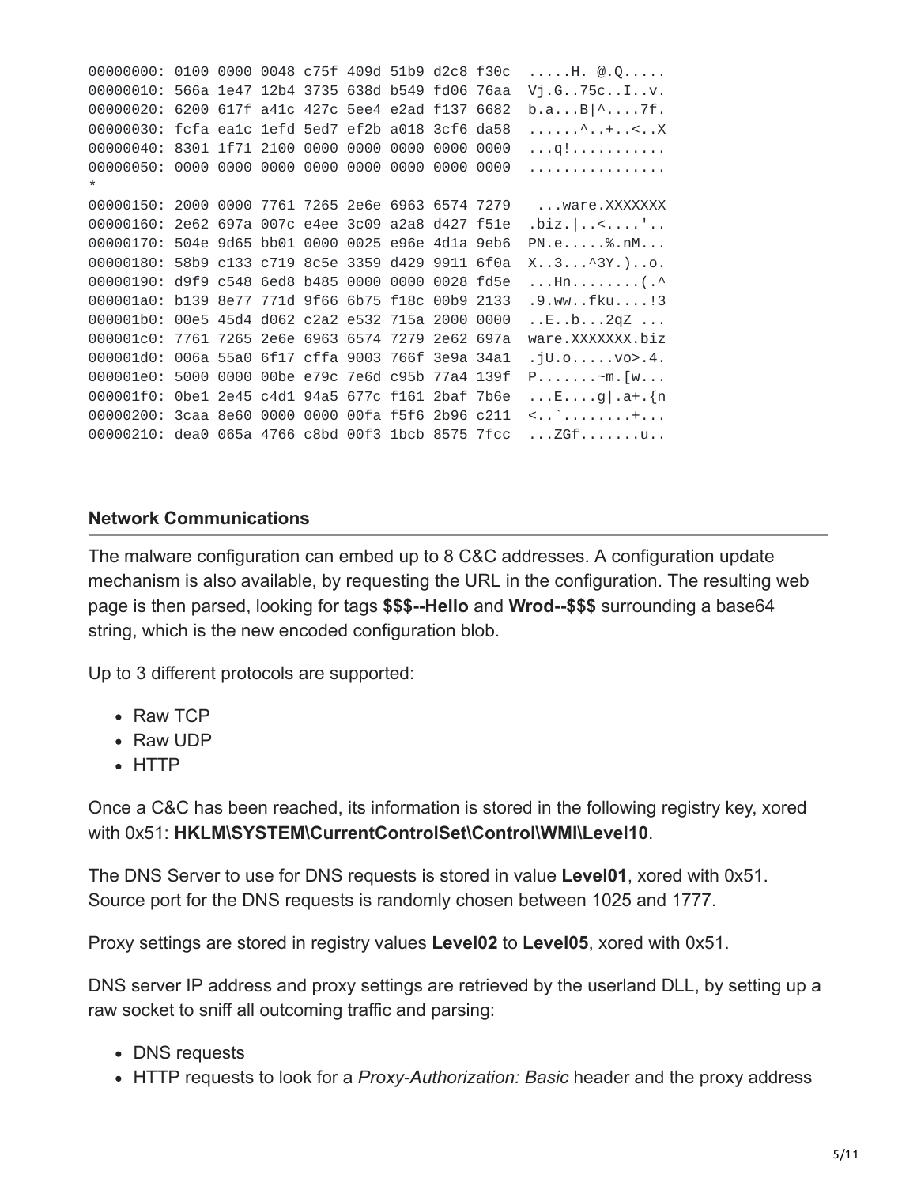```
00000000: 0100 0000 0048 c75f 409d 51b9 d2c8 f30c  .....H._@.Q.....
00000010: 566a 1e47 12b4 3735 638d b549 fd06 76aa  Vj.G..75c..I..v.
00000020: 6200 617f a41c 427c 5ee4 e2ad f137 6682  b.a...B|^....7f.
00000030: fcfa ea1c 1efd 5ed7 ef2b a018 3cf6 da58  ......^..+..<..X
00000040: 8301 1f71 2100 0000 0000 0000 0000 0000  ...q!...........
00000050: 0000 0000 0000 0000 0000 0000 0000 0000  ................
*
00000150: 2000 0000 7761 7265 2e6e 6963 6574 7279   ...ware.XXXXXXX
00000160: 2e62 697a 007c e4ee 3c09 a2a8 d427 f51e  .biz.|..<....'..
00000170: 504e 9d65 bb01 0000 0025 e96e 4d1a 9eb6  PN.e.....%.nM...
00000180: 58b9 c133 c719 8c5e 3359 d429 9911 6f0a  X..3...^3Y.)..o.
00000190: d9f9 c548 6ed8 b485 0000 0000 0028 fd5e  ...Hn........(.^
000001a0: b139 8e77 771d 9f66 6b75 f18c 00b9 2133  .9.ww..fku....!3
000001b0: 00e5 45d4 d062 c2a2 e532 715a 2000 0000  ..E..b...2qZ ...
000001c0: 7761 7265 2e6e 6963 6574 7279 2e62 697a  ware.XXXXXXX.biz
000001d0: 006a 55a0 6f17 cffa 9003 766f 3e9a 34a1  .jU.o.....vo>.4.
000001e0: 5000 0000 00be e79c 7e6d c95b 77a4 139f  P.......~m.[w...
000001f0: 0be1 2e45 c4d1 94a5 677c f161 2baf 7b6e  ...E....g|.a+.{n
00000200: 3caa 8e60 0000 0000 00fa f5f6 2b96 c211  <..`........+...
00000210: dea0 065a 4766 c8bd 00f3 1bcb 8575 7fcc  ...ZGf.......u..
```

#### Network Communications

The malware configuration can embed up to 8 C&C addresses. A configuration update mechanism is also available, by requesting the URL in the configuration. The resulting web page is then parsed, looking for tags **$$$--Hello** and **Wrod--$$$** surrounding a base64 string, which is the new encoded configuration blob.

Up to 3 different protocols are supported:

- Raw TCP
- Raw UDP
- HTTP

Once a C&C has been reached, its information is stored in the following registry key, xored with 0x51: **HKLM\SYSTEM\CurrentControlSet\Control\WMI\Level10**.

The DNS Server to use for DNS requests is stored in value **Level01**, xored with 0x51. Source port for the DNS requests is randomly chosen between 1025 and 1777.

Proxy settings are stored in registry values **Level02** to **Level05**, xored with 0x51.

DNS server IP address and proxy settings are retrieved by the userland DLL, by setting up a raw socket to sniff all outcoming traffic and parsing:

- DNS requests
- HTTP requests to look for a *Proxy-Authorization: Basic* header and the proxy address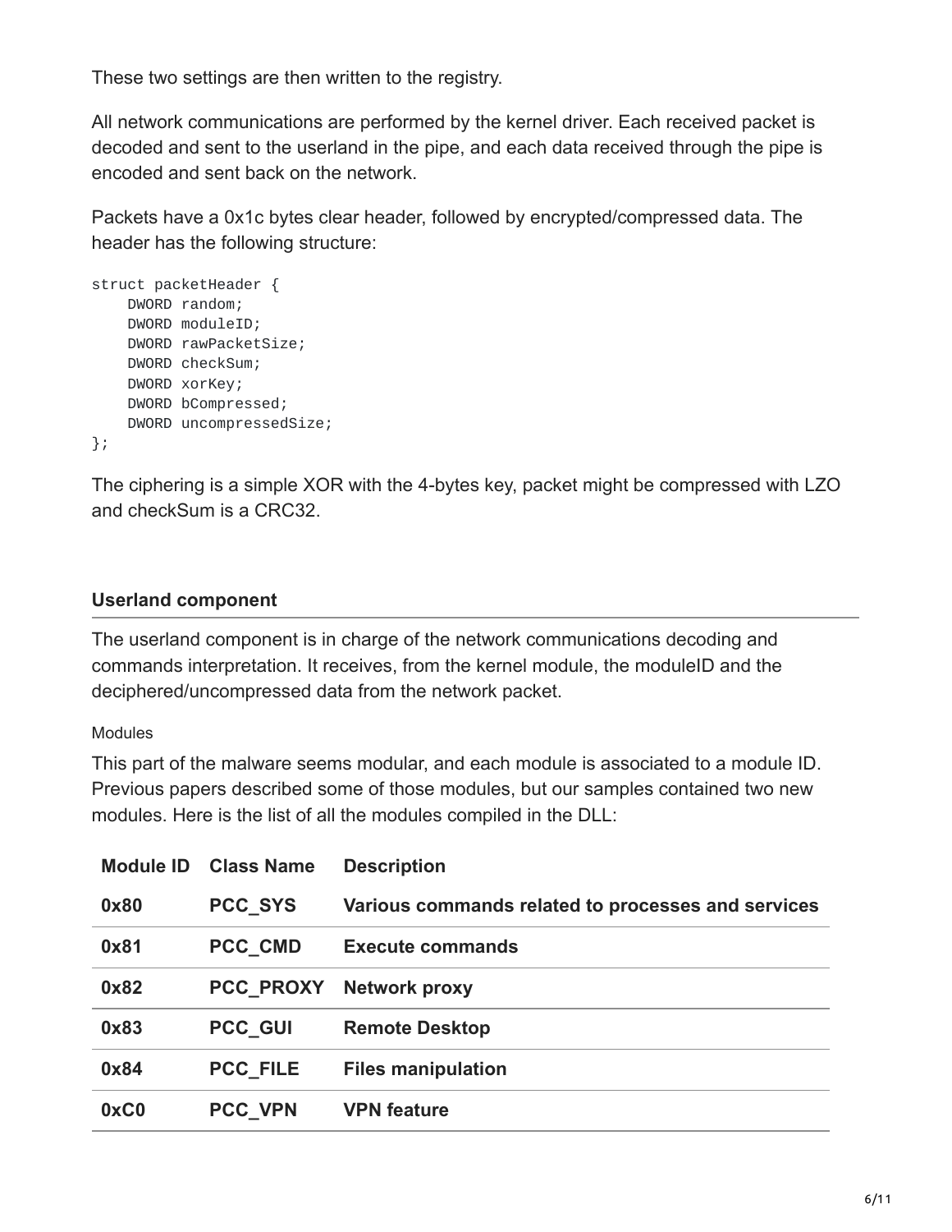These two settings are then written to the registry.

All network communications are performed by the kernel driver. Each received packet is decoded and sent to the userland in the pipe, and each data received through the pipe is encoded and sent back on the network.

Packets have a 0x1c bytes clear header, followed by encrypted/compressed data. The header has the following structure:

```
struct packetHeader {
    DWORD random;
    DWORD moduleID;
    DWORD rawPacketSize;
    DWORD checkSum;
    DWORD xorKey;
    DWORD bCompressed;
    DWORD uncompressedSize;
};
```

The ciphering is a simple XOR with the 4-bytes key, packet might be compressed with LZO and checkSum is a CRC32.

### Userland component

The userland component is in charge of the network communications decoding and commands interpretation. It receives, from the kernel module, the moduleID and the deciphered/uncompressed data from the network packet.

#### Modules

This part of the malware seems modular, and each module is associated to a module ID. Previous papers described some of those modules, but our samples contained two new modules. Here is the list of all the modules compiled in the DLL:

| Module ID | Class Name | Description |
|---|---|---|
| 0x80 | PCC_SYS | Various commands related to processes and services |
| 0x81 | PCC_CMD | Execute commands |
| 0x82 | PCC_PROXY | Network proxy |
| 0x83 | PCC_GUI | Remote Desktop |
| 0x84 | PCC_FILE | Files manipulation |
| 0xC0 | PCC_VPN | VPN feature |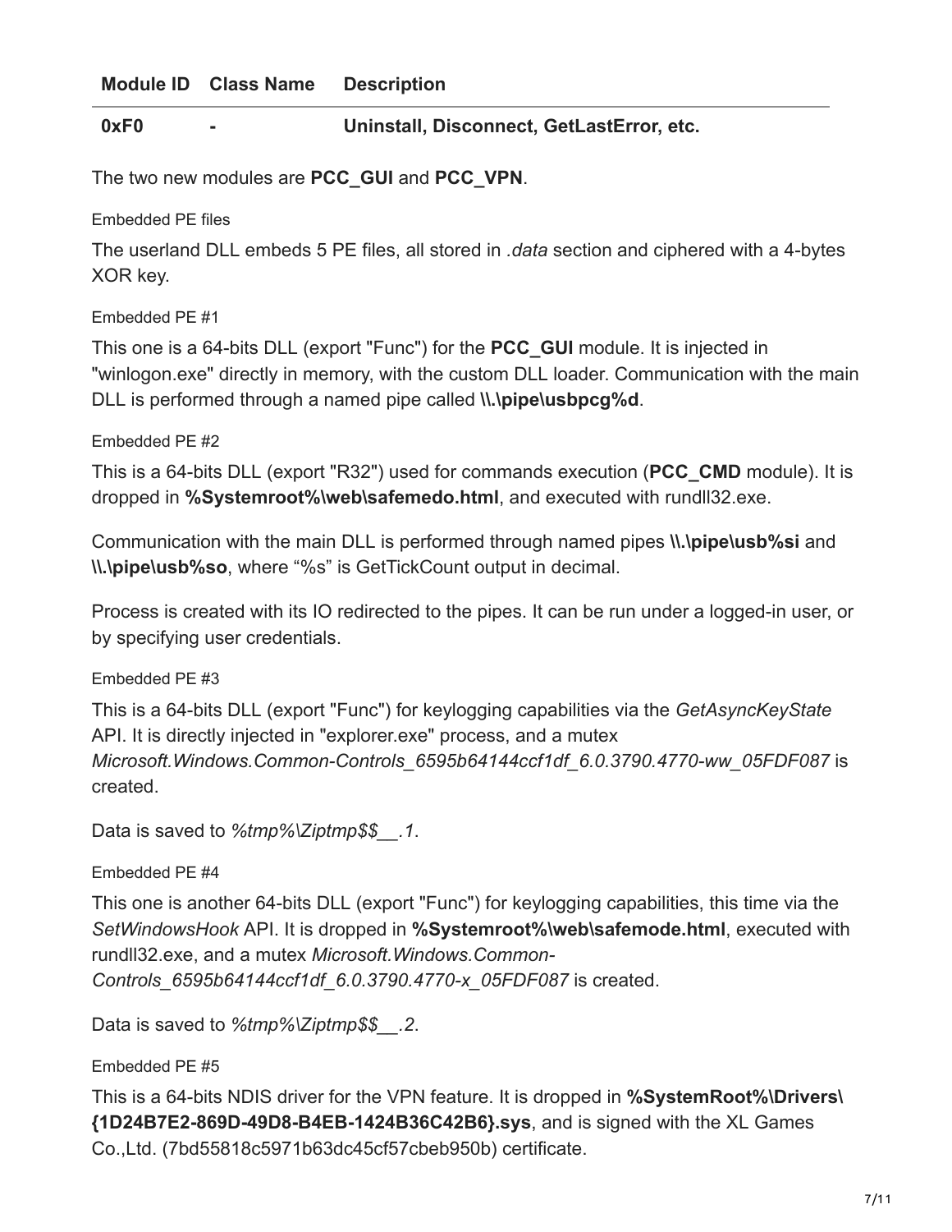| Module ID | Class Name | Description |
| --- | --- | --- |
| **0xF0** | **-** | **Uninstall, Disconnect, GetLastError, etc.** |

The two new modules are **PCC_GUI** and **PCC_VPN**.

#### Embedded PE files

The userland DLL embeds 5 PE files, all stored in *.data* section and ciphered with a 4-bytes XOR key.

#### Embedded PE #1

This one is a 64-bits DLL (export "Func") for the **PCC_GUI** module. It is injected in "winlogon.exe" directly in memory, with the custom DLL loader. Communication with the main DLL is performed through a named pipe called **\\.\pipe\usbpcg%d**.

#### Embedded PE #2

This is a 64-bits DLL (export "R32") used for commands execution (**PCC_CMD** module). It is dropped in **%Systemroot%\web\safemedo.html**, and executed with rundll32.exe.

Communication with the main DLL is performed through named pipes **\\.\pipe\usb%si** and **\\.\pipe\usb%so**, where "%s" is GetTickCount output in decimal.

Process is created with its IO redirected to the pipes. It can be run under a logged-in user, or by specifying user credentials.

#### Embedded PE #3

This is a 64-bits DLL (export "Func") for keylogging capabilities via the *GetAsyncKeyState* API. It is directly injected in "explorer.exe" process, and a mutex *Microsoft.Windows.Common-Controls_6595b64144ccf1df_6.0.3790.4770-ww_05FDF087* is created.

Data is saved to *%tmp%\Ziptmp$$__.1*.

#### Embedded PE #4

This one is another 64-bits DLL (export "Func") for keylogging capabilities, this time via the *SetWindowsHook* API. It is dropped in **%Systemroot%\web\safemode.html**, executed with rundll32.exe, and a mutex *Microsoft.Windows.Common-Controls_6595b64144ccf1df_6.0.3790.4770-x_05FDF087* is created.

Data is saved to *%tmp%\Ziptmp$$__.2*.

#### Embedded PE #5

This is a 64-bits NDIS driver for the VPN feature. It is dropped in **%SystemRoot%\Drivers\{1D24B7E2-869D-49D8-B4EB-1424B36C42B6}.sys**, and is signed with the XL Games Co.,Ltd. (7bd55818c5971b63dc45cf57cbeb950b) certificate.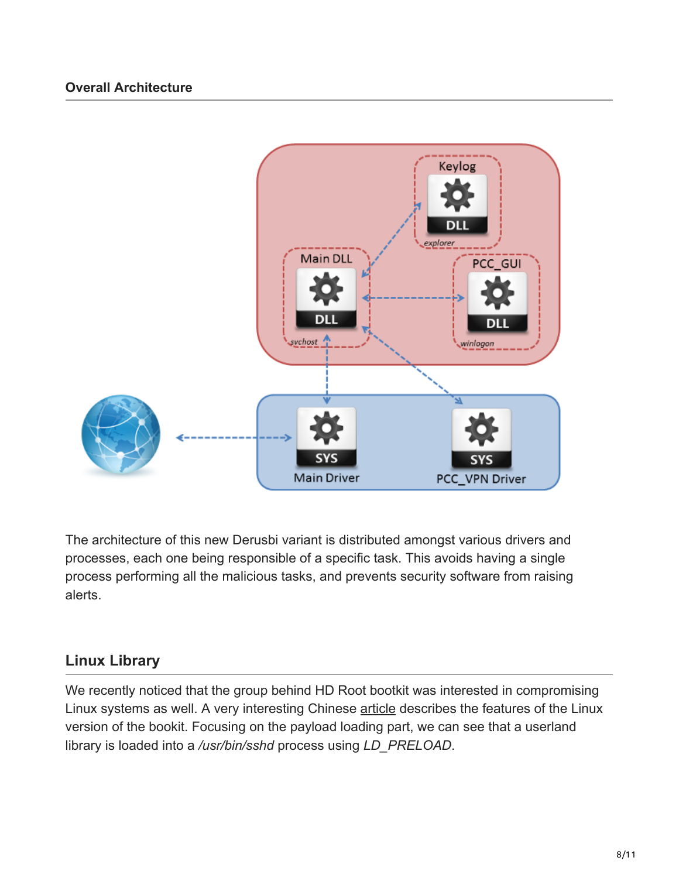### Overall Architecture

The architecture of this new Derusbi variant is distributed amongst various drivers and processes, each one being responsible of a specific task. This avoids having a single process performing all the malicious tasks, and prevents security software from raising alerts.

## Linux Library

We recently noticed that the group behind HD Root bootkit was interested in compromising Linux systems as well. A very interesting Chinese article describes the features of the Linux version of the bookit. Focusing on the payload loading part, we can see that a userland library is loaded into a */usr/bin/sshd* process using *LD_PRELOAD*.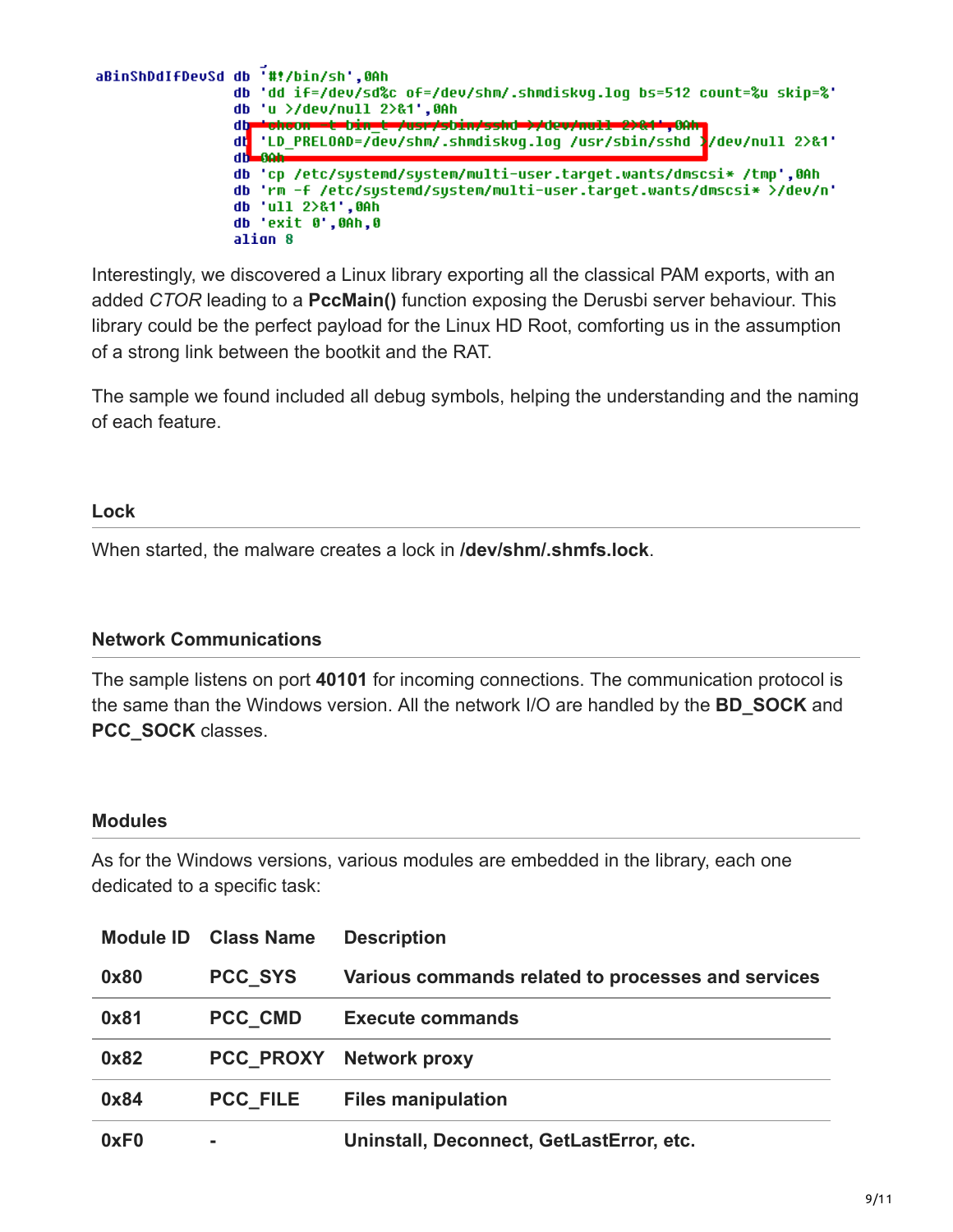```
aBinShDdIfDevSd db '#!/bin/sh',0Ah
                db 'dd if=/dev/sd%c of=/dev/shm/.shmdiskvg.log bs=512 count=%u skip=%'
                db 'u >/dev/null 2>&1',0Ah
                db 'chcon -t bin_t /usr/sbin/sshd >/dev/null 2>&1',0Ah
                db 'LD_PRELOAD=/dev/shm/.shmdiskvg.log /usr/sbin/sshd >/dev/null 2>&1'
                db 0Ah
                db 'cp /etc/systemd/system/multi-user.target.wants/dmscsi* /tmp',0Ah
                db 'rm -f /etc/systemd/system/multi-user.target.wants/dmscsi* >/dev/n'
                db 'ull 2>&1',0Ah
                db 'exit 0',0Ah,0
                align 8
```

Interestingly, we discovered a Linux library exporting all the classical PAM exports, with an added *CTOR* leading to a **PccMain()** function exposing the Derusbi server behaviour. This library could be the perfect payload for the Linux HD Root, comforting us in the assumption of a strong link between the bootkit and the RAT.

The sample we found included all debug symbols, helping the understanding and the naming of each feature.

### Lock

When started, the malware creates a lock in **/dev/shm/.shmfs.lock**.

### Network Communications

The sample listens on port **40101** for incoming connections. The communication protocol is the same than the Windows version. All the network I/O are handled by the **BD_SOCK** and **PCC_SOCK** classes.

### Modules

As for the Windows versions, various modules are embedded in the library, each one dedicated to a specific task:

| Module ID | Class Name | Description |
| --- | --- | --- |
| 0x80 | PCC_SYS | Various commands related to processes and services |
| 0x81 | PCC_CMD | Execute commands |
| 0x82 | PCC_PROXY | Network proxy |
| 0x84 | PCC_FILE | Files manipulation |
| 0xF0 | - | Uninstall, Deconnect, GetLastError, etc. |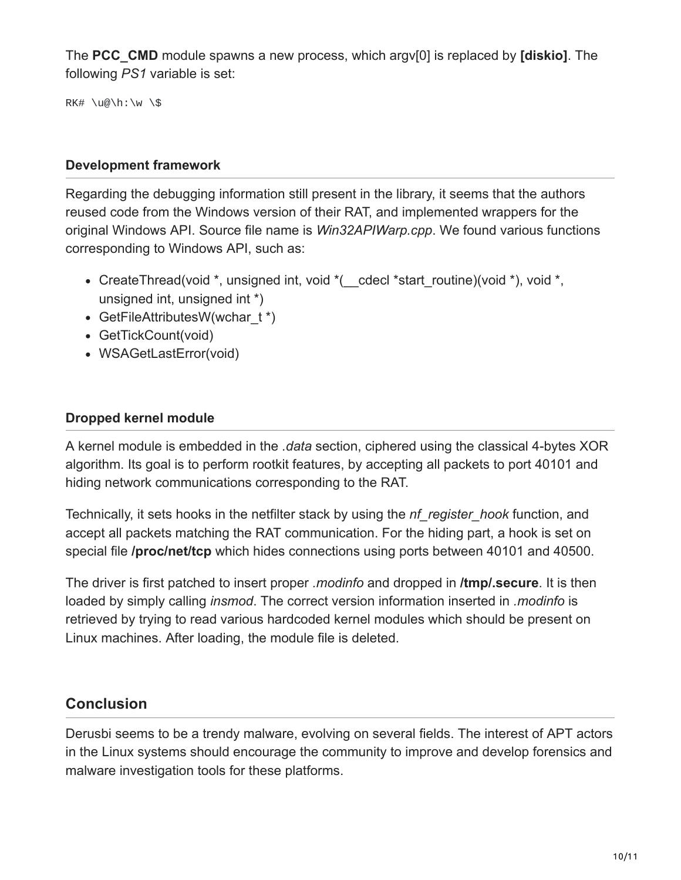The **PCC_CMD** module spawns a new process, which argv[0] is replaced by **[diskio]**. The following *PS1* variable is set:

```
RK# \u@\h:\w \$
```

### Development framework

Regarding the debugging information still present in the library, it seems that the authors reused code from the Windows version of their RAT, and implemented wrappers for the original Windows API. Source file name is *Win32APIWarp.cpp*. We found various functions corresponding to Windows API, such as:

- CreateThread(void *, unsigned int, void *(__cdecl *start_routine)(void *), void *, unsigned int, unsigned int *)
- GetFileAttributesW(wchar_t *)
- GetTickCount(void)
- WSAGetLastError(void)

### Dropped kernel module

A kernel module is embedded in the *.data* section, ciphered using the classical 4-bytes XOR algorithm. Its goal is to perform rootkit features, by accepting all packets to port 40101 and hiding network communications corresponding to the RAT.

Technically, it sets hooks in the netfilter stack by using the *nf_register_hook* function, and accept all packets matching the RAT communication. For the hiding part, a hook is set on special file **/proc/net/tcp** which hides connections using ports between 40101 and 40500.

The driver is first patched to insert proper *.modinfo* and dropped in **/tmp/.secure**. It is then loaded by simply calling *insmod*. The correct version information inserted in *.modinfo* is retrieved by trying to read various hardcoded kernel modules which should be present on Linux machines. After loading, the module file is deleted.

## Conclusion

Derusbi seems to be a trendy malware, evolving on several fields. The interest of APT actors in the Linux systems should encourage the community to improve and develop forensics and malware investigation tools for these platforms.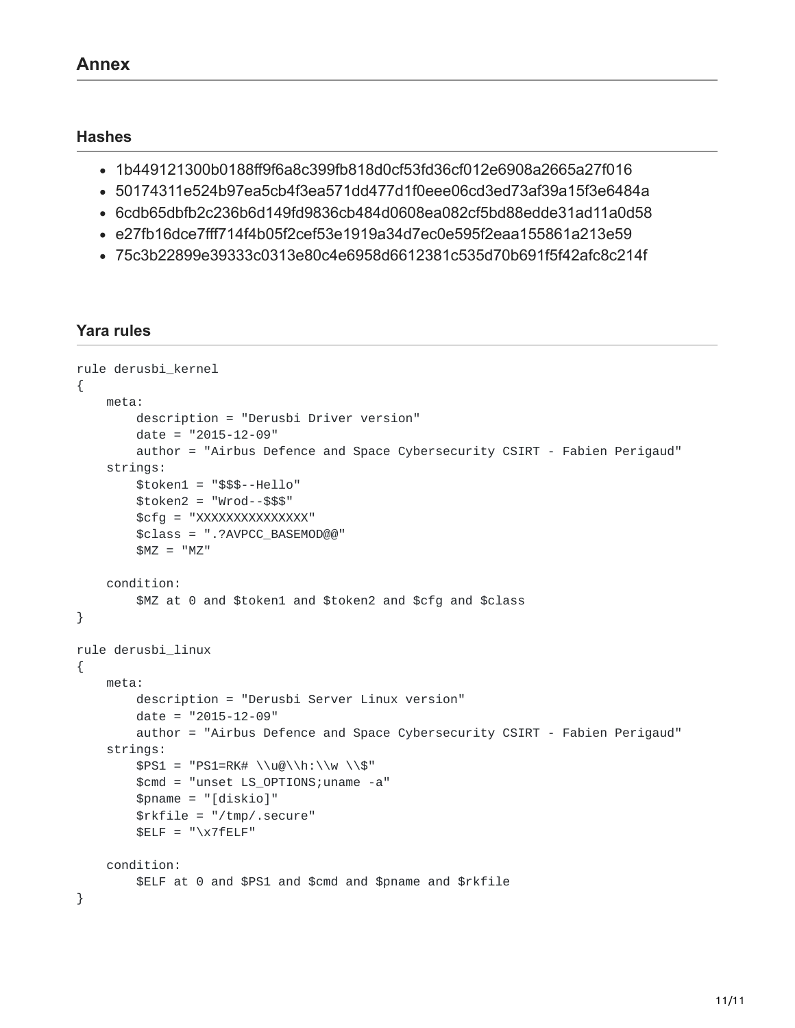## Annex

### Hashes

- 1b449121300b0188ff9f6a8c399fb818d0cf53fd36cf012e6908a2665a27f016
- 50174311e524b97ea5cb4f3ea571dd477d1f0eee06cd3ed73af39a15f3e6484a
- 6cdb65dbfb2c236b6d149fd9836cb484d0608ea082cf5bd88edde31ad11a0d58
- e27fb16dce7fff714f4b05f2cef53e1919a34d7ec0e595f2eaa155861a213e59
- 75c3b22899e39333c0313e80c4e6958d6612381c535d70b691f5f42afc8c214f

### Yara rules

```
rule derusbi_kernel
{
    meta:
        description = "Derusbi Driver version"
        date = "2015-12-09"
        author = "Airbus Defence and Space Cybersecurity CSIRT - Fabien Perigaud"
    strings:
        $token1 = "$$$--Hello"
        $token2 = "Wrod--$$$"
        $cfg = "XXXXXXXXXXXXXXX"
        $class = ".?AVPCC_BASEMOD@@"
        $MZ = "MZ"

    condition:
        $MZ at 0 and $token1 and $token2 and $cfg and $class
}

rule derusbi_linux
{
    meta:
        description = "Derusbi Server Linux version"
        date = "2015-12-09"
        author = "Airbus Defence and Space Cybersecurity CSIRT - Fabien Perigaud"
    strings:
        $PS1 = "PS1=RK# \\u@\\h:\\w \\$"
        $cmd = "unset LS_OPTIONS;uname -a"
        $pname = "[diskio]"
        $rkfile = "/tmp/.secure"
        $ELF = "\x7fELF"

    condition:
        $ELF at 0 and $PS1 and $cmd and $pname and $rkfile
}
```